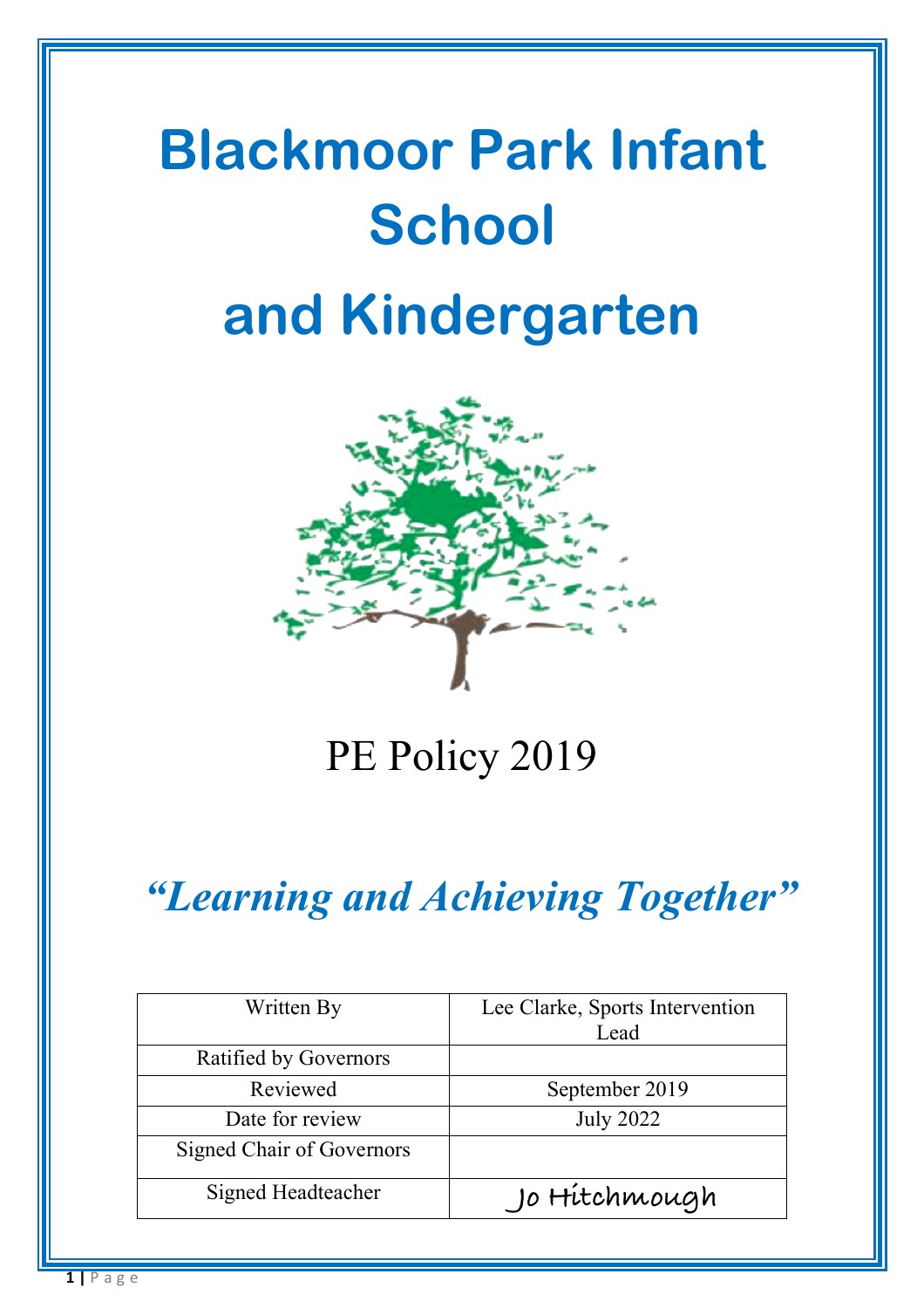# Blackmoor Park Infant School and Kindergarten

PE Policy 2019

*"Learning and Achieving Together"*

| Written By | Lee Clarke, Sports Intervention Lead |
|---|---|
| Ratified by Governors | |
| Reviewed | September 2019 |
| Date for review | July 2022 |
| Signed Chair of Governors | |
| Signed Headteacher | Jo Hitchmough |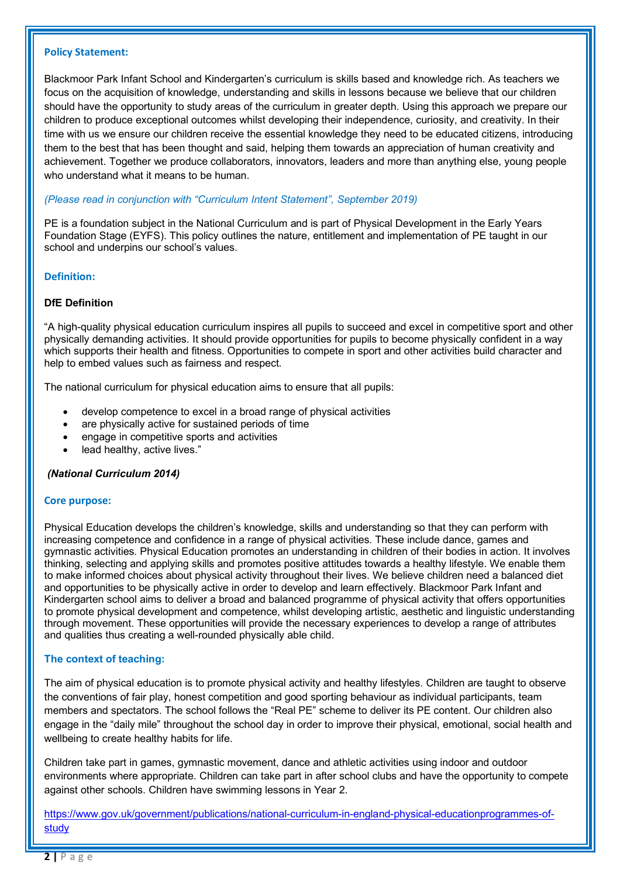### Policy Statement:

Blackmoor Park Infant School and Kindergarten's curriculum is skills based and knowledge rich. As teachers we focus on the acquisition of knowledge, understanding and skills in lessons because we believe that our children should have the opportunity to study areas of the curriculum in greater depth. Using this approach we prepare our children to produce exceptional outcomes whilst developing their independence, curiosity, and creativity. In their time with us we ensure our children receive the essential knowledge they need to be educated citizens, introducing them to the best that has been thought and said, helping them towards an appreciation of human creativity and achievement. Together we produce collaborators, innovators, leaders and more than anything else, young people who understand what it means to be human.

*(Please read in conjunction with "Curriculum Intent Statement", September 2019)*

PE is a foundation subject in the National Curriculum and is part of Physical Development in the Early Years Foundation Stage (EYFS). This policy outlines the nature, entitlement and implementation of PE taught in our school and underpins our school's values.

### Definition:

**DfE Definition**

"A high-quality physical education curriculum inspires all pupils to succeed and excel in competitive sport and other physically demanding activities. It should provide opportunities for pupils to become physically confident in a way which supports their health and fitness. Opportunities to compete in sport and other activities build character and help to embed values such as fairness and respect.

The national curriculum for physical education aims to ensure that all pupils:

- develop competence to excel in a broad range of physical activities
- are physically active for sustained periods of time
- engage in competitive sports and activities
- lead healthy, active lives."

***(National Curriculum 2014)***

### Core purpose:

Physical Education develops the children's knowledge, skills and understanding so that they can perform with increasing competence and confidence in a range of physical activities. These include dance, games and gymnastic activities. Physical Education promotes an understanding in children of their bodies in action. It involves thinking, selecting and applying skills and promotes positive attitudes towards a healthy lifestyle. We enable them to make informed choices about physical activity throughout their lives. We believe children need a balanced diet and opportunities to be physically active in order to develop and learn effectively. Blackmoor Park Infant and Kindergarten school aims to deliver a broad and balanced programme of physical activity that offers opportunities to promote physical development and competence, whilst developing artistic, aesthetic and linguistic understanding through movement. These opportunities will provide the necessary experiences to develop a range of attributes and qualities thus creating a well-rounded physically able child.

### The context of teaching:

The aim of physical education is to promote physical activity and healthy lifestyles. Children are taught to observe the conventions of fair play, honest competition and good sporting behaviour as individual participants, team members and spectators. The school follows the "Real PE" scheme to deliver its PE content. Our children also engage in the "daily mile" throughout the school day in order to improve their physical, emotional, social health and wellbeing to create healthy habits for life.

Children take part in games, gymnastic movement, dance and athletic activities using indoor and outdoor environments where appropriate. Children can take part in after school clubs and have the opportunity to compete against other schools. Children have swimming lessons in Year 2.

[https://www.gov.uk/government/publications/national-curriculum-in-england-physical-educationprogrammes-of-study](https://www.gov.uk/government/publications/national-curriculum-in-england-physical-educationprogrammes-of-study)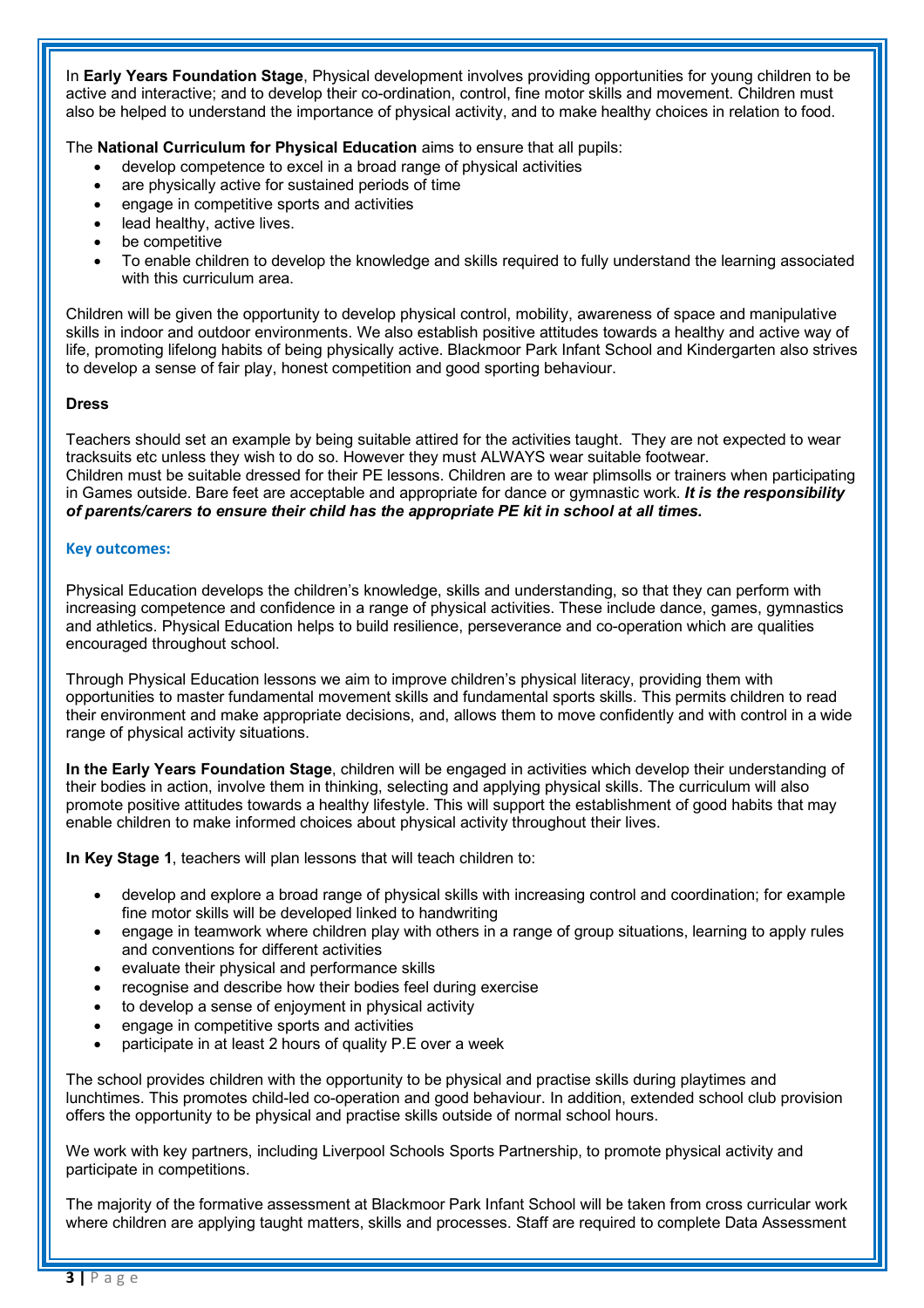In **Early Years Foundation Stage**, Physical development involves providing opportunities for young children to be active and interactive; and to develop their co-ordination, control, fine motor skills and movement. Children must also be helped to understand the importance of physical activity, and to make healthy choices in relation to food.

The **National Curriculum for Physical Education** aims to ensure that all pupils:

- develop competence to excel in a broad range of physical activities
- are physically active for sustained periods of time
- engage in competitive sports and activities
- lead healthy, active lives.
- be competitive
- To enable children to develop the knowledge and skills required to fully understand the learning associated with this curriculum area.

Children will be given the opportunity to develop physical control, mobility, awareness of space and manipulative skills in indoor and outdoor environments. We also establish positive attitudes towards a healthy and active way of life, promoting lifelong habits of being physically active. Blackmoor Park Infant School and Kindergarten also strives to develop a sense of fair play, honest competition and good sporting behaviour.

**Dress**

Teachers should set an example by being suitable attired for the activities taught. They are not expected to wear tracksuits etc unless they wish to do so. However they must ALWAYS wear suitable footwear.
Children must be suitable dressed for their PE lessons. Children are to wear plimsolls or trainers when participating in Games outside. Bare feet are acceptable and appropriate for dance or gymnastic work. ***It is the responsibility of parents/carers to ensure their child has the appropriate PE kit in school at all times.***

**Key outcomes:**

Physical Education develops the children's knowledge, skills and understanding, so that they can perform with increasing competence and confidence in a range of physical activities. These include dance, games, gymnastics and athletics. Physical Education helps to build resilience, perseverance and co-operation which are qualities encouraged throughout school.

Through Physical Education lessons we aim to improve children's physical literacy, providing them with opportunities to master fundamental movement skills and fundamental sports skills. This permits children to read their environment and make appropriate decisions, and, allows them to move confidently and with control in a wide range of physical activity situations.

**In the Early Years Foundation Stage**, children will be engaged in activities which develop their understanding of their bodies in action, involve them in thinking, selecting and applying physical skills. The curriculum will also promote positive attitudes towards a healthy lifestyle. This will support the establishment of good habits that may enable children to make informed choices about physical activity throughout their lives.

**In Key Stage 1**, teachers will plan lessons that will teach children to:

- develop and explore a broad range of physical skills with increasing control and coordination; for example fine motor skills will be developed linked to handwriting
- engage in teamwork where children play with others in a range of group situations, learning to apply rules and conventions for different activities
- evaluate their physical and performance skills
- recognise and describe how their bodies feel during exercise
- to develop a sense of enjoyment in physical activity
- engage in competitive sports and activities
- participate in at least 2 hours of quality P.E over a week

The school provides children with the opportunity to be physical and practise skills during playtimes and lunchtimes. This promotes child-led co-operation and good behaviour. In addition, extended school club provision offers the opportunity to be physical and practise skills outside of normal school hours.

We work with key partners, including Liverpool Schools Sports Partnership, to promote physical activity and participate in competitions.

The majority of the formative assessment at Blackmoor Park Infant School will be taken from cross curricular work where children are applying taught matters, skills and processes. Staff are required to complete Data Assessment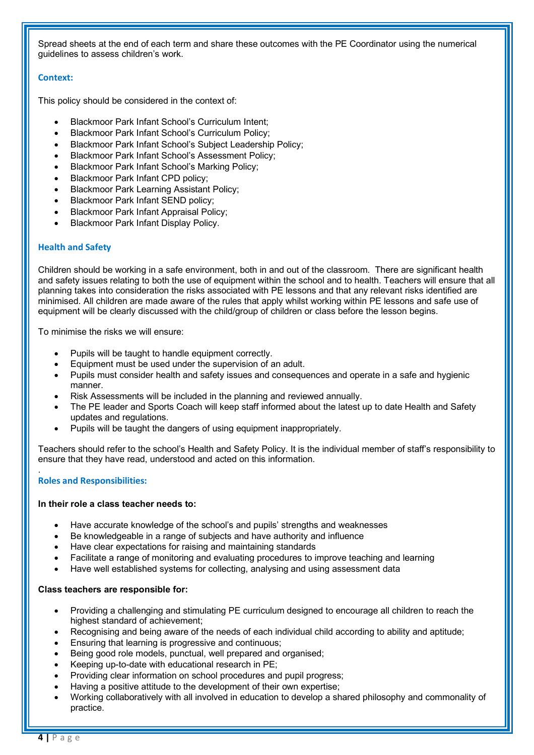Spread sheets at the end of each term and share these outcomes with the PE Coordinator using the numerical guidelines to assess children's work.

## Context:

This policy should be considered in the context of:

- Blackmoor Park Infant School's Curriculum Intent;
- Blackmoor Park Infant School's Curriculum Policy;
- Blackmoor Park Infant School's Subject Leadership Policy;
- Blackmoor Park Infant School's Assessment Policy;
- Blackmoor Park Infant School's Marking Policy;
- Blackmoor Park Infant CPD policy;
- Blackmoor Park Learning Assistant Policy;
- Blackmoor Park Infant SEND policy;
- Blackmoor Park Infant Appraisal Policy;
- Blackmoor Park Infant Display Policy.

## Health and Safety

Children should be working in a safe environment, both in and out of the classroom. There are significant health and safety issues relating to both the use of equipment within the school and to health. Teachers will ensure that all planning takes into consideration the risks associated with PE lessons and that any relevant risks identified are minimised. All children are made aware of the rules that apply whilst working within PE lessons and safe use of equipment will be clearly discussed with the child/group of children or class before the lesson begins.

To minimise the risks we will ensure:

- Pupils will be taught to handle equipment correctly.
- Equipment must be used under the supervision of an adult.
- Pupils must consider health and safety issues and consequences and operate in a safe and hygienic manner.
- Risk Assessments will be included in the planning and reviewed annually.
- The PE leader and Sports Coach will keep staff informed about the latest up to date Health and Safety updates and regulations.
- Pupils will be taught the dangers of using equipment inappropriately.

Teachers should refer to the school's Health and Safety Policy. It is the individual member of staff's responsibility to ensure that they have read, understood and acted on this information.

.

## Roles and Responsibilities:

**In their role a class teacher needs to:**

- Have accurate knowledge of the school's and pupils' strengths and weaknesses
- Be knowledgeable in a range of subjects and have authority and influence
- Have clear expectations for raising and maintaining standards
- Facilitate a range of monitoring and evaluating procedures to improve teaching and learning
- Have well established systems for collecting, analysing and using assessment data

**Class teachers are responsible for:**

- Providing a challenging and stimulating PE curriculum designed to encourage all children to reach the highest standard of achievement;
- Recognising and being aware of the needs of each individual child according to ability and aptitude;
- Ensuring that learning is progressive and continuous;
- Being good role models, punctual, well prepared and organised;
- Keeping up-to-date with educational research in PE;
- Providing clear information on school procedures and pupil progress;
- Having a positive attitude to the development of their own expertise;
- Working collaboratively with all involved in education to develop a shared philosophy and commonality of practice.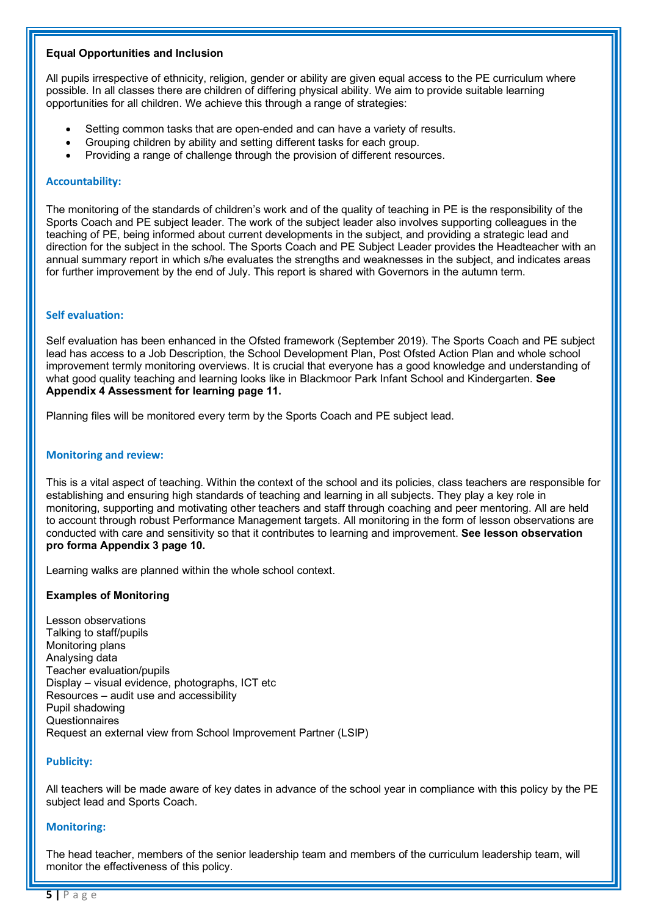**Equal Opportunities and Inclusion**

All pupils irrespective of ethnicity, religion, gender or ability are given equal access to the PE curriculum where possible. In all classes there are children of differing physical ability. We aim to provide suitable learning opportunities for all children. We achieve this through a range of strategies:

- Setting common tasks that are open-ended and can have a variety of results.
- Grouping children by ability and setting different tasks for each group.
- Providing a range of challenge through the provision of different resources.

## Accountability:

The monitoring of the standards of children's work and of the quality of teaching in PE is the responsibility of the Sports Coach and PE subject leader. The work of the subject leader also involves supporting colleagues in the teaching of PE, being informed about current developments in the subject, and providing a strategic lead and direction for the subject in the school. The Sports Coach and PE Subject Leader provides the Headteacher with an annual summary report in which s/he evaluates the strengths and weaknesses in the subject, and indicates areas for further improvement by the end of July. This report is shared with Governors in the autumn term.

## Self evaluation:

Self evaluation has been enhanced in the Ofsted framework (September 2019). The Sports Coach and PE subject lead has access to a Job Description, the School Development Plan, Post Ofsted Action Plan and whole school improvement termly monitoring overviews. It is crucial that everyone has a good knowledge and understanding of what good quality teaching and learning looks like in Blackmoor Park Infant School and Kindergarten. **See Appendix 4 Assessment for learning page 11.**

Planning files will be monitored every term by the Sports Coach and PE subject lead.

## Monitoring and review:

This is a vital aspect of teaching. Within the context of the school and its policies, class teachers are responsible for establishing and ensuring high standards of teaching and learning in all subjects. They play a key role in monitoring, supporting and motivating other teachers and staff through coaching and peer mentoring. All are held to account through robust Performance Management targets. All monitoring in the form of lesson observations are conducted with care and sensitivity so that it contributes to learning and improvement. **See lesson observation pro forma Appendix 3 page 10.**

Learning walks are planned within the whole school context.

**Examples of Monitoring**

Lesson observations
Talking to staff/pupils
Monitoring plans
Analysing data
Teacher evaluation/pupils
Display – visual evidence, photographs, ICT etc
Resources – audit use and accessibility
Pupil shadowing
Questionnaires
Request an external view from School Improvement Partner (LSIP)

## Publicity:

All teachers will be made aware of key dates in advance of the school year in compliance with this policy by the PE subject lead and Sports Coach.

## Monitoring:

The head teacher, members of the senior leadership team and members of the curriculum leadership team, will monitor the effectiveness of this policy.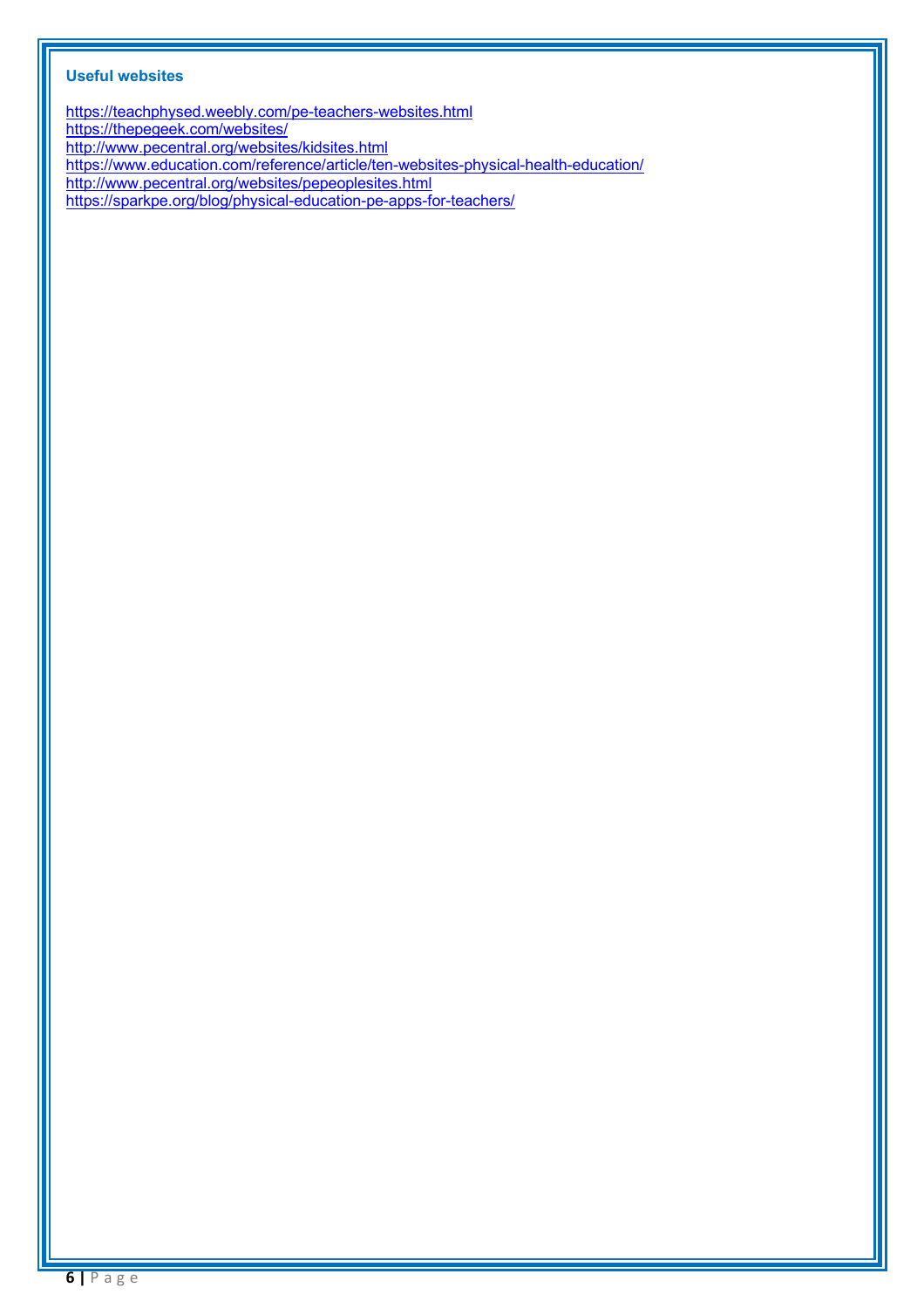### Useful websites

https://teachphysed.weebly.com/pe-teachers-websites.html
https://thepegeek.com/websites/
http://www.pecentral.org/websites/kidsites.html
https://www.education.com/reference/article/ten-websites-physical-health-education/
http://www.pecentral.org/websites/pepeoplesites.html
https://sparkpe.org/blog/physical-education-pe-apps-for-teachers/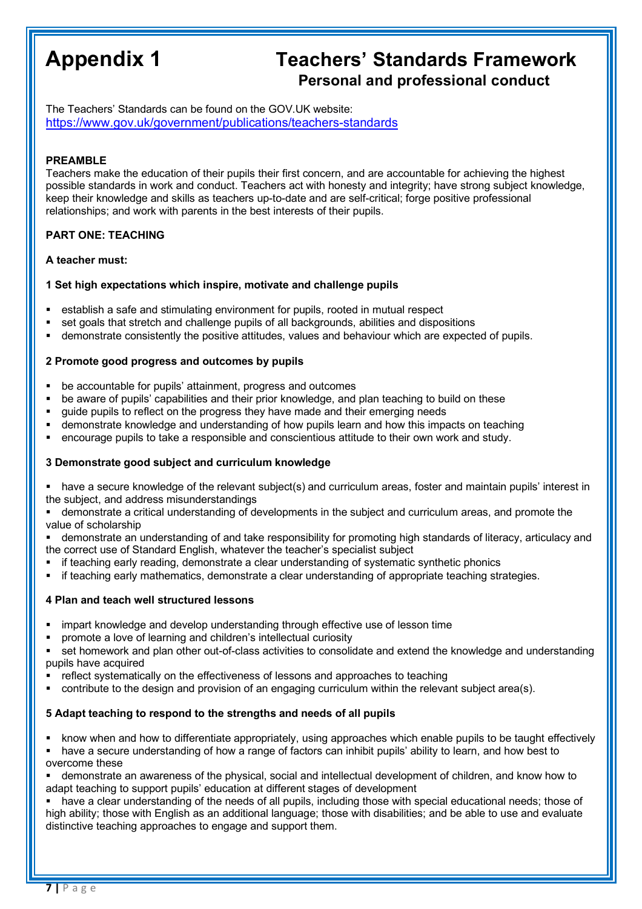# Appendix 1

## Teachers' Standards Framework

### Personal and professional conduct

The Teachers' Standards can be found on the GOV.UK website:
https://www.gov.uk/government/publications/teachers-standards

**PREAMBLE**

Teachers make the education of their pupils their first concern, and are accountable for achieving the highest possible standards in work and conduct. Teachers act with honesty and integrity; have strong subject knowledge, keep their knowledge and skills as teachers up-to-date and are self-critical; forge positive professional relationships; and work with parents in the best interests of their pupils.

**PART ONE: TEACHING**

**A teacher must:**

**1 Set high expectations which inspire, motivate and challenge pupils**

- establish a safe and stimulating environment for pupils, rooted in mutual respect
- set goals that stretch and challenge pupils of all backgrounds, abilities and dispositions
- demonstrate consistently the positive attitudes, values and behaviour which are expected of pupils.

**2 Promote good progress and outcomes by pupils**

- be accountable for pupils' attainment, progress and outcomes
- be aware of pupils' capabilities and their prior knowledge, and plan teaching to build on these
- guide pupils to reflect on the progress they have made and their emerging needs
- demonstrate knowledge and understanding of how pupils learn and how this impacts on teaching
- encourage pupils to take a responsible and conscientious attitude to their own work and study.

**3 Demonstrate good subject and curriculum knowledge**

- have a secure knowledge of the relevant subject(s) and curriculum areas, foster and maintain pupils' interest in the subject, and address misunderstandings
- demonstrate a critical understanding of developments in the subject and curriculum areas, and promote the value of scholarship
- demonstrate an understanding of and take responsibility for promoting high standards of literacy, articulacy and the correct use of Standard English, whatever the teacher's specialist subject
- if teaching early reading, demonstrate a clear understanding of systematic synthetic phonics
- if teaching early mathematics, demonstrate a clear understanding of appropriate teaching strategies.

**4 Plan and teach well structured lessons**

- impart knowledge and develop understanding through effective use of lesson time
- promote a love of learning and children's intellectual curiosity
- set homework and plan other out-of-class activities to consolidate and extend the knowledge and understanding pupils have acquired
- reflect systematically on the effectiveness of lessons and approaches to teaching
- contribute to the design and provision of an engaging curriculum within the relevant subject area(s).

**5 Adapt teaching to respond to the strengths and needs of all pupils**

- know when and how to differentiate appropriately, using approaches which enable pupils to be taught effectively
- have a secure understanding of how a range of factors can inhibit pupils' ability to learn, and how best to overcome these
- demonstrate an awareness of the physical, social and intellectual development of children, and know how to adapt teaching to support pupils' education at different stages of development
- have a clear understanding of the needs of all pupils, including those with special educational needs; those of high ability; those with English as an additional language; those with disabilities; and be able to use and evaluate distinctive teaching approaches to engage and support them.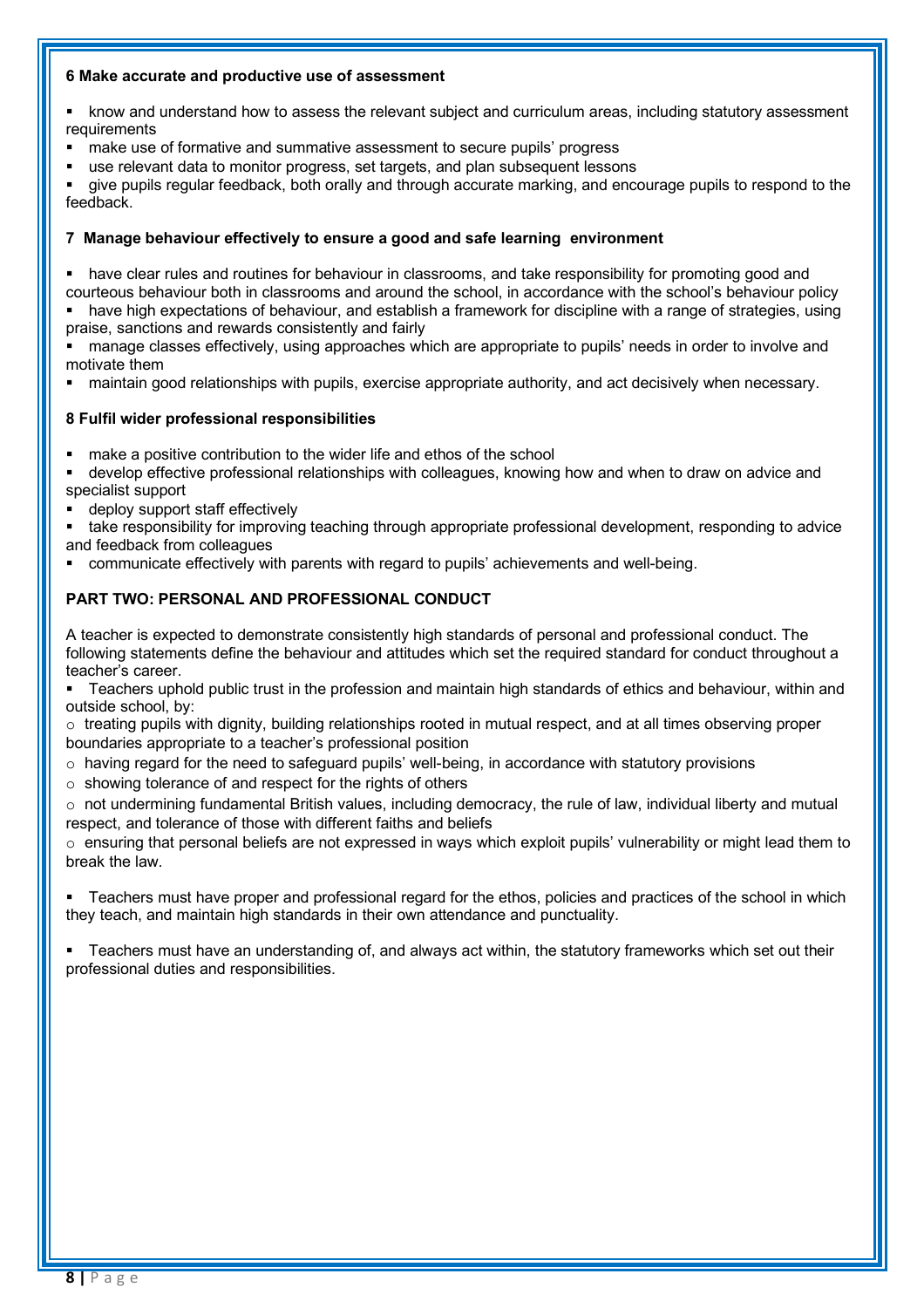**6 Make accurate and productive use of assessment**

- know and understand how to assess the relevant subject and curriculum areas, including statutory assessment requirements
- make use of formative and summative assessment to secure pupils' progress
- use relevant data to monitor progress, set targets, and plan subsequent lessons
- give pupils regular feedback, both orally and through accurate marking, and encourage pupils to respond to the feedback.

**7 Manage behaviour effectively to ensure a good and safe learning environment**

- have clear rules and routines for behaviour in classrooms, and take responsibility for promoting good and courteous behaviour both in classrooms and around the school, in accordance with the school's behaviour policy
- have high expectations of behaviour, and establish a framework for discipline with a range of strategies, using praise, sanctions and rewards consistently and fairly
- manage classes effectively, using approaches which are appropriate to pupils' needs in order to involve and motivate them
- maintain good relationships with pupils, exercise appropriate authority, and act decisively when necessary.

**8 Fulfil wider professional responsibilities**

- make a positive contribution to the wider life and ethos of the school
- develop effective professional relationships with colleagues, knowing how and when to draw on advice and specialist support
- deploy support staff effectively
- take responsibility for improving teaching through appropriate professional development, responding to advice and feedback from colleagues
- communicate effectively with parents with regard to pupils' achievements and well-being.

**PART TWO: PERSONAL AND PROFESSIONAL CONDUCT**

A teacher is expected to demonstrate consistently high standards of personal and professional conduct. The following statements define the behaviour and attitudes which set the required standard for conduct throughout a teacher's career.

- Teachers uphold public trust in the profession and maintain high standards of ethics and behaviour, within and outside school, by:
  - treating pupils with dignity, building relationships rooted in mutual respect, and at all times observing proper boundaries appropriate to a teacher's professional position
  - having regard for the need to safeguard pupils' well-being, in accordance with statutory provisions
  - showing tolerance of and respect for the rights of others
  - not undermining fundamental British values, including democracy, the rule of law, individual liberty and mutual respect, and tolerance of those with different faiths and beliefs
  - ensuring that personal beliefs are not expressed in ways which exploit pupils' vulnerability or might lead them to break the law.

- Teachers must have proper and professional regard for the ethos, policies and practices of the school in which they teach, and maintain high standards in their own attendance and punctuality.

- Teachers must have an understanding of, and always act within, the statutory frameworks which set out their professional duties and responsibilities.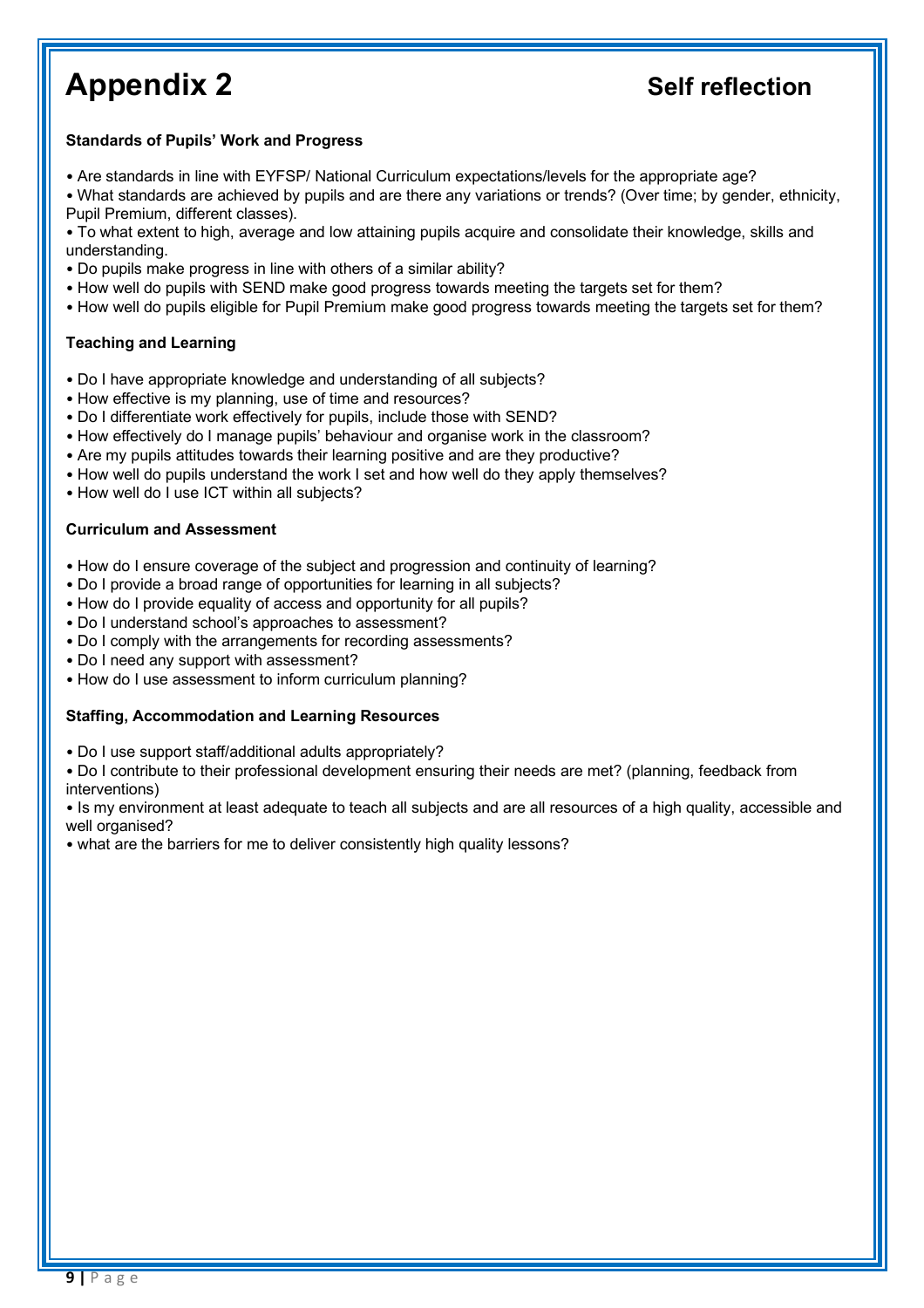# Appendix 2

## Self reflection

**Standards of Pupils' Work and Progress**

- Are standards in line with EYFSP/ National Curriculum expectations/levels for the appropriate age?
- What standards are achieved by pupils and are there any variations or trends? (Over time; by gender, ethnicity, Pupil Premium, different classes).
- To what extent to high, average and low attaining pupils acquire and consolidate their knowledge, skills and understanding.
- Do pupils make progress in line with others of a similar ability?
- How well do pupils with SEND make good progress towards meeting the targets set for them?
- How well do pupils eligible for Pupil Premium make good progress towards meeting the targets set for them?

**Teaching and Learning**

- Do I have appropriate knowledge and understanding of all subjects?
- How effective is my planning, use of time and resources?
- Do I differentiate work effectively for pupils, include those with SEND?
- How effectively do I manage pupils' behaviour and organise work in the classroom?
- Are my pupils attitudes towards their learning positive and are they productive?
- How well do pupils understand the work I set and how well do they apply themselves?
- How well do I use ICT within all subjects?

**Curriculum and Assessment**

- How do I ensure coverage of the subject and progression and continuity of learning?
- Do I provide a broad range of opportunities for learning in all subjects?
- How do I provide equality of access and opportunity for all pupils?
- Do I understand school's approaches to assessment?
- Do I comply with the arrangements for recording assessments?
- Do I need any support with assessment?
- How do I use assessment to inform curriculum planning?

**Staffing, Accommodation and Learning Resources**

- Do I use support staff/additional adults appropriately?
- Do I contribute to their professional development ensuring their needs are met? (planning, feedback from interventions)
- Is my environment at least adequate to teach all subjects and are all resources of a high quality, accessible and well organised?
- what are the barriers for me to deliver consistently high quality lessons?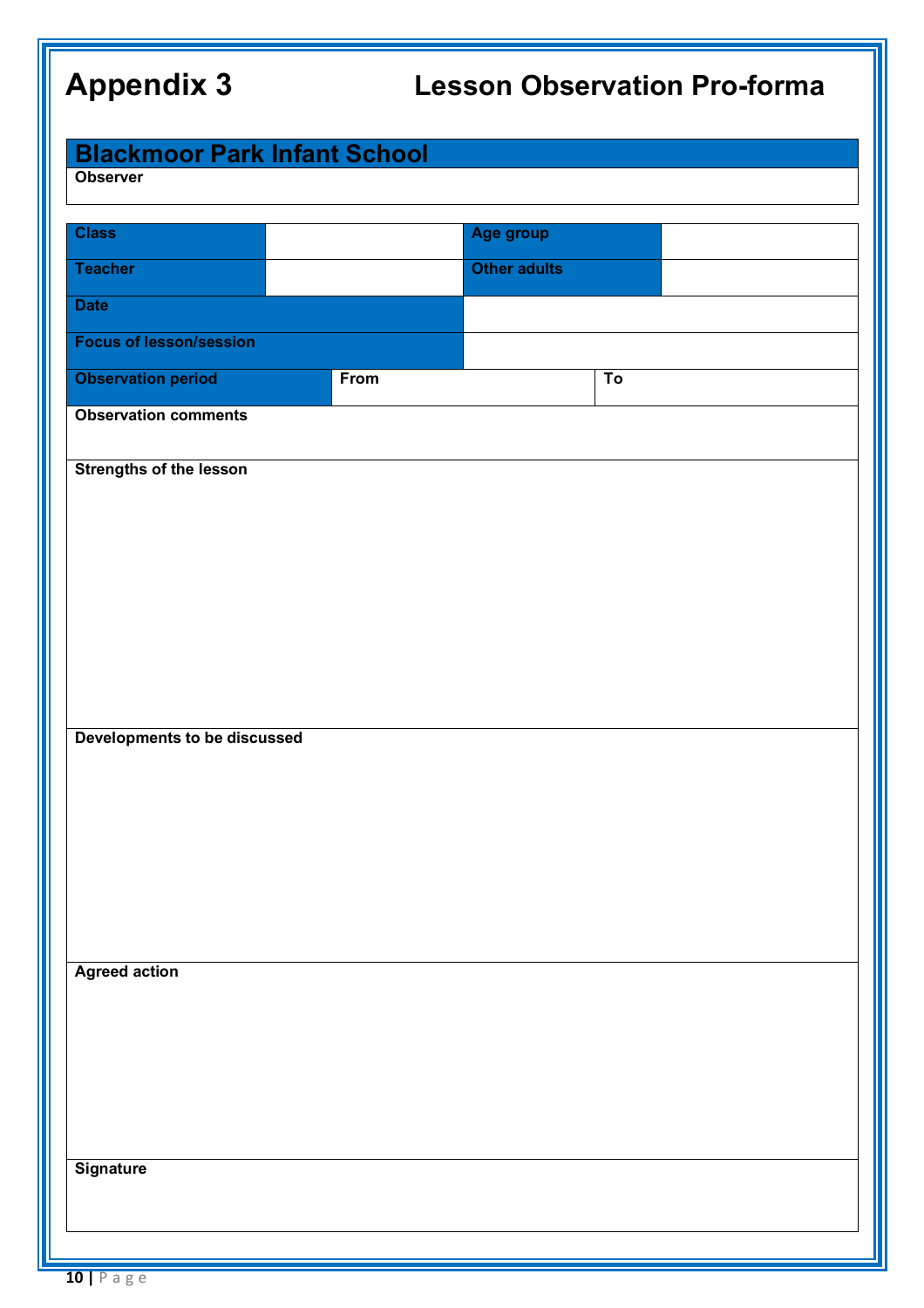# Appendix 3 Lesson Observation Pro-forma

| Blackmoor Park Infant School |
|---|
| **Observer** |

| **Class** | | **Age group** | |
|---|---|---|---|
| **Teacher** | | **Other adults** | |
| **Date** | | | |
| **Focus of lesson/session** | | | |
| **Observation period** | **From** | **To** | |

| **Observation comments** |
|---|
| **Strengths of the lesson** |
| **Developments to be discussed** |
| **Agreed action** |
| **Signature** |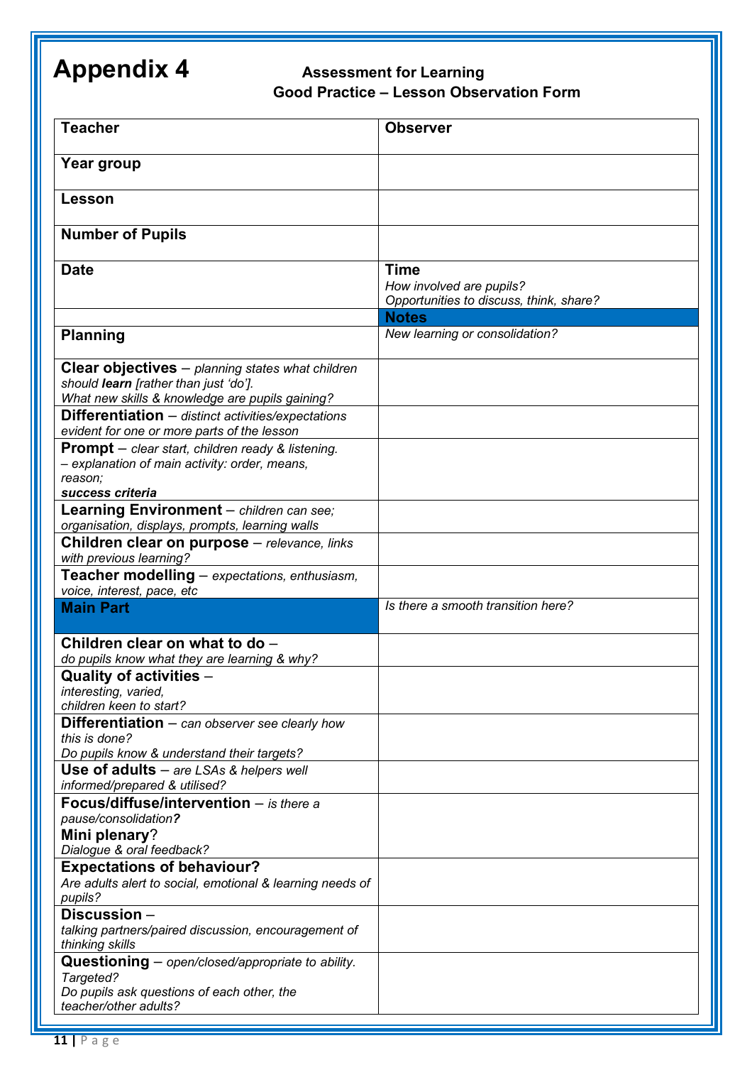# Appendix 4

**Assessment for Learning**
**Good Practice – Lesson Observation Form**

| **Teacher** | **Observer** |
|---|---|
| **Year group** | |
| **Lesson** | |
| **Number of Pupils** | |
| **Date** | **Time**<br>*How involved are pupils?*<br>*Opportunities to discuss, think, share?* |
| | **Notes** |
| **Planning** | *New learning or consolidation?* |
| **Clear objectives** – *planning states what children should **learn** [rather than just 'do'].*<br>*What new skills & knowledge are pupils gaining?* | |
| **Differentiation** – *distinct activities/expectations evident for one or more parts of the lesson* | |
| **Prompt** – *clear start, children ready & listening.*<br>*– explanation of main activity: order, means, reason;*<br>***success criteria*** | |
| **Learning Environment** – *children can see; organisation, displays, prompts, learning walls* | |
| **Children clear on purpose** – *relevance, links with previous learning?* | |
| **Teacher modelling** – *expectations, enthusiasm, voice, interest, pace, etc* | |
| **Main Part** | *Is there a smooth transition here?* |
| **Children clear on what to do** –<br>*do pupils know what they are learning & why?* | |
| **Quality of activities** –<br>*interesting, varied,*<br>*children keen to start?* | |
| **Differentiation** – *can observer see clearly how this is done?*<br>*Do pupils know & understand their targets?* | |
| **Use of adults** – *are LSAs & helpers well informed/prepared & utilised?* | |
| **Focus/diffuse/intervention** – *is there a pause/consolidation**?***<br>**Mini plenary**?<br>*Dialogue & oral feedback?* | |
| **Expectations of behaviour?**<br>*Are adults alert to social, emotional & learning needs of pupils?* | |
| **Discussion** –<br>*talking partners/paired discussion, encouragement of thinking skills* | |
| **Questioning** – *open/closed/appropriate to ability.*<br>*Targeted?*<br>*Do pupils ask questions of each other, the teacher/other adults?* | |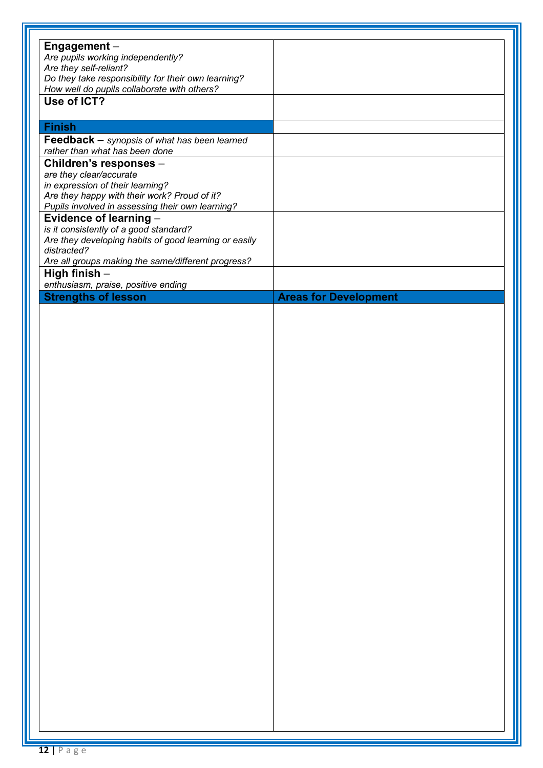| | |
|---|---|
| **Engagement** – *Are pupils working independently? Are they self-reliant? Do they take responsibility for their own learning? How well do pupils collaborate with others?* | |
| **Use of ICT?** | |
| **Finish** | |
| **Feedback** – *synopsis of what has been learned rather than what has been done* | |
| **Children's responses** – *are they clear/accurate in expression of their learning? Are they happy with their work? Proud of it? Pupils involved in assessing their own learning?* | |
| **Evidence of learning** – *is it consistently of a good standard? Are they developing habits of good learning or easily distracted? Are all groups making the same/different progress?* | |
| **High finish** – *enthusiasm, praise, positive ending* | |
| **Strengths of lesson** | **Areas for Development** |
| | |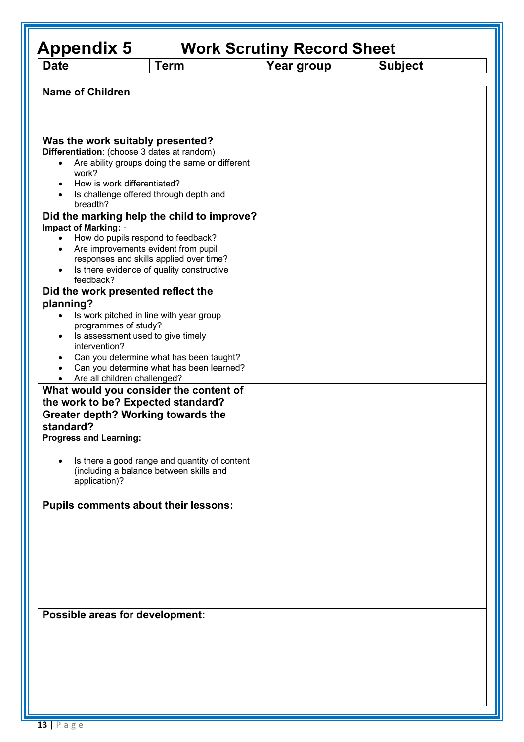# Appendix 5 Work Scrutiny Record Sheet

| Date | Term | Year group | Subject |
|---|---|---|---|

| | |
|---|---|
| **Name of Children** | |
| **Was the work suitably presented?**<br>**Differentiation**: (choose 3 dates at random)<br>• Are ability groups doing the same or different work?<br>• How is work differentiated?<br>• Is challenge offered through depth and breadth? | |
| **Did the marking help the child to improve?**<br>**Impact of Marking:** ·<br>• How do pupils respond to feedback?<br>• Are improvements evident from pupil responses and skills applied over time?<br>• Is there evidence of quality constructive feedback? | |
| **Did the work presented reflect the planning?**<br>• Is work pitched in line with year group programmes of study?<br>• Is assessment used to give timely intervention?<br>• Can you determine what has been taught?<br>• Can you determine what has been learned?<br>• Are all children challenged? | |
| **What would you consider the content of the work to be? Expected standard? Greater depth? Working towards the standard?**<br>**Progress and Learning:**<br>• Is there a good range and quantity of content (including a balance between skills and application)? | |

**Pupils comments about their lessons:**

**Possible areas for development:**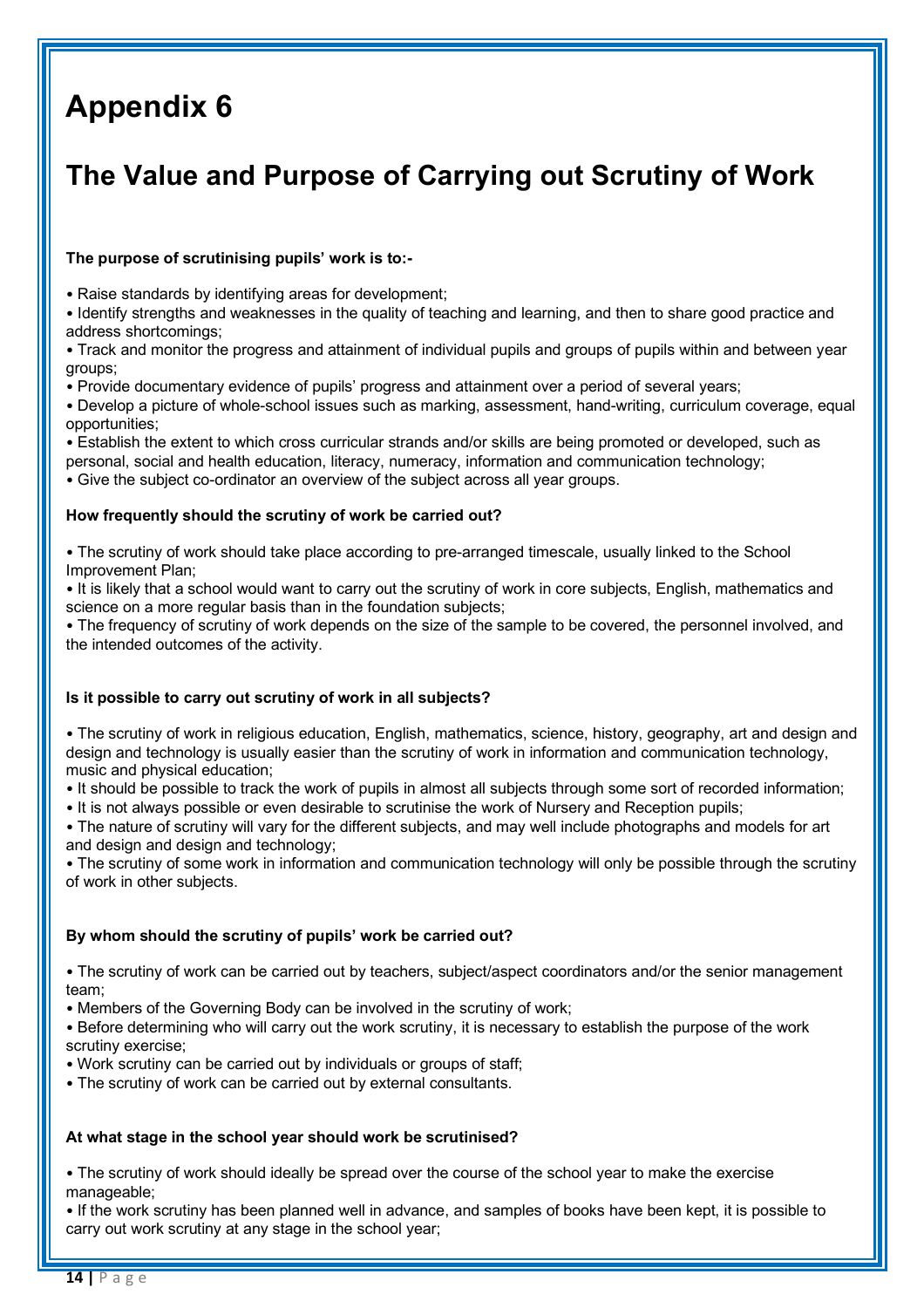# Appendix 6

## The Value and Purpose of Carrying out Scrutiny of Work

**The purpose of scrutinising pupils' work is to:-**

- Raise standards by identifying areas for development;
- Identify strengths and weaknesses in the quality of teaching and learning, and then to share good practice and address shortcomings;
- Track and monitor the progress and attainment of individual pupils and groups of pupils within and between year groups;
- Provide documentary evidence of pupils' progress and attainment over a period of several years;
- Develop a picture of whole-school issues such as marking, assessment, hand-writing, curriculum coverage, equal opportunities;
- Establish the extent to which cross curricular strands and/or skills are being promoted or developed, such as personal, social and health education, literacy, numeracy, information and communication technology;
- Give the subject co-ordinator an overview of the subject across all year groups.

**How frequently should the scrutiny of work be carried out?**

- The scrutiny of work should take place according to pre-arranged timescale, usually linked to the School Improvement Plan;
- It is likely that a school would want to carry out the scrutiny of work in core subjects, English, mathematics and science on a more regular basis than in the foundation subjects;
- The frequency of scrutiny of work depends on the size of the sample to be covered, the personnel involved, and the intended outcomes of the activity.

**Is it possible to carry out scrutiny of work in all subjects?**

- The scrutiny of work in religious education, English, mathematics, science, history, geography, art and design and design and technology is usually easier than the scrutiny of work in information and communication technology, music and physical education;
- It should be possible to track the work of pupils in almost all subjects through some sort of recorded information;
- It is not always possible or even desirable to scrutinise the work of Nursery and Reception pupils;
- The nature of scrutiny will vary for the different subjects, and may well include photographs and models for art and design and design and technology;
- The scrutiny of some work in information and communication technology will only be possible through the scrutiny of work in other subjects.

**By whom should the scrutiny of pupils' work be carried out?**

- The scrutiny of work can be carried out by teachers, subject/aspect coordinators and/or the senior management team;
- Members of the Governing Body can be involved in the scrutiny of work;
- Before determining who will carry out the work scrutiny, it is necessary to establish the purpose of the work scrutiny exercise;
- Work scrutiny can be carried out by individuals or groups of staff;
- The scrutiny of work can be carried out by external consultants.

**At what stage in the school year should work be scrutinised?**

- The scrutiny of work should ideally be spread over the course of the school year to make the exercise manageable;
- If the work scrutiny has been planned well in advance, and samples of books have been kept, it is possible to carry out work scrutiny at any stage in the school year;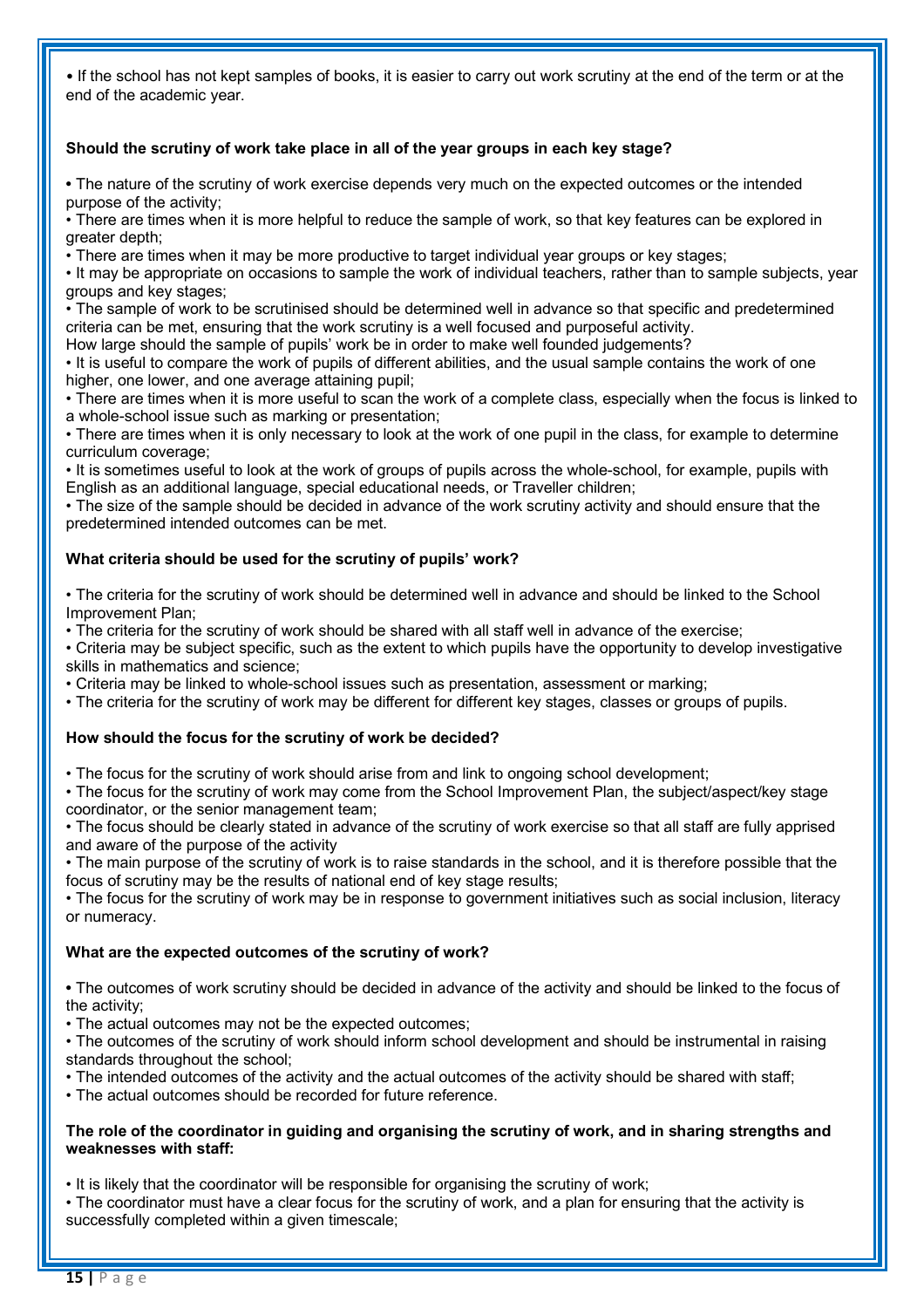- If the school has not kept samples of books, it is easier to carry out work scrutiny at the end of the term or at the end of the academic year.

**Should the scrutiny of work take place in all of the year groups in each key stage?**

- The nature of the scrutiny of work exercise depends very much on the expected outcomes or the intended purpose of the activity;
- There are times when it is more helpful to reduce the sample of work, so that key features can be explored in greater depth;
- There are times when it may be more productive to target individual year groups or key stages;
- It may be appropriate on occasions to sample the work of individual teachers, rather than to sample subjects, year groups and key stages;
- The sample of work to be scrutinised should be determined well in advance so that specific and predetermined criteria can be met, ensuring that the work scrutiny is a well focused and purposeful activity.

How large should the sample of pupils' work be in order to make well founded judgements?

- It is useful to compare the work of pupils of different abilities, and the usual sample contains the work of one higher, one lower, and one average attaining pupil;
- There are times when it is more useful to scan the work of a complete class, especially when the focus is linked to a whole-school issue such as marking or presentation;
- There are times when it is only necessary to look at the work of one pupil in the class, for example to determine curriculum coverage;
- It is sometimes useful to look at the work of groups of pupils across the whole-school, for example, pupils with English as an additional language, special educational needs, or Traveller children;
- The size of the sample should be decided in advance of the work scrutiny activity and should ensure that the predetermined intended outcomes can be met.

**What criteria should be used for the scrutiny of pupils' work?**

- The criteria for the scrutiny of work should be determined well in advance and should be linked to the School Improvement Plan;
- The criteria for the scrutiny of work should be shared with all staff well in advance of the exercise;
- Criteria may be subject specific, such as the extent to which pupils have the opportunity to develop investigative skills in mathematics and science;
- Criteria may be linked to whole-school issues such as presentation, assessment or marking;
- The criteria for the scrutiny of work may be different for different key stages, classes or groups of pupils.

**How should the focus for the scrutiny of work be decided?**

- The focus for the scrutiny of work should arise from and link to ongoing school development;
- The focus for the scrutiny of work may come from the School Improvement Plan, the subject/aspect/key stage coordinator, or the senior management team;
- The focus should be clearly stated in advance of the scrutiny of work exercise so that all staff are fully apprised and aware of the purpose of the activity
- The main purpose of the scrutiny of work is to raise standards in the school, and it is therefore possible that the focus of scrutiny may be the results of national end of key stage results;
- The focus for the scrutiny of work may be in response to government initiatives such as social inclusion, literacy or numeracy.

**What are the expected outcomes of the scrutiny of work?**

- The outcomes of work scrutiny should be decided in advance of the activity and should be linked to the focus of the activity;
- The actual outcomes may not be the expected outcomes;
- The outcomes of the scrutiny of work should inform school development and should be instrumental in raising standards throughout the school;
- The intended outcomes of the activity and the actual outcomes of the activity should be shared with staff;
- The actual outcomes should be recorded for future reference.

**The role of the coordinator in guiding and organising the scrutiny of work, and in sharing strengths and weaknesses with staff:**

- It is likely that the coordinator will be responsible for organising the scrutiny of work;
- The coordinator must have a clear focus for the scrutiny of work, and a plan for ensuring that the activity is successfully completed within a given timescale;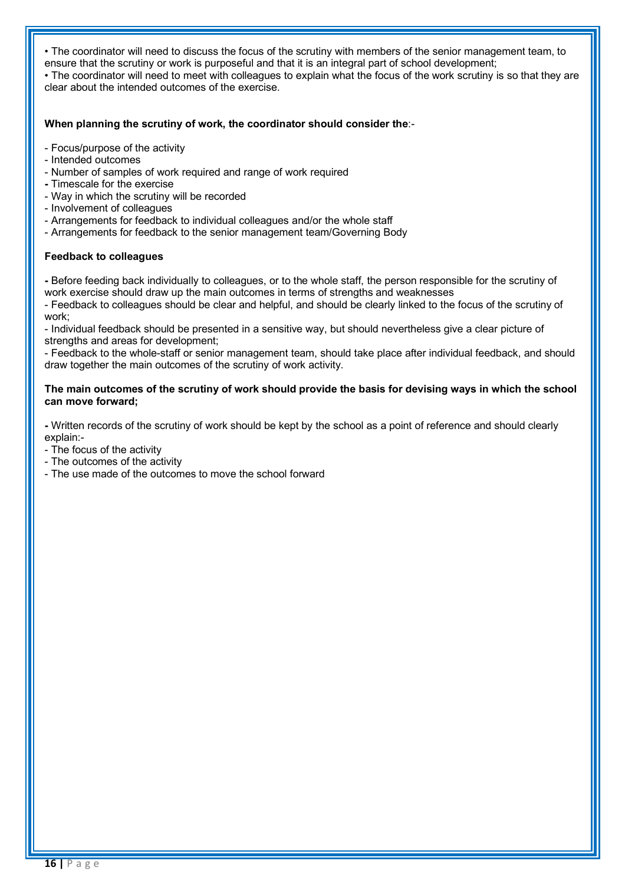• The coordinator will need to discuss the focus of the scrutiny with members of the senior management team, to ensure that the scrutiny or work is purposeful and that it is an integral part of school development;

• The coordinator will need to meet with colleagues to explain what the focus of the work scrutiny is so that they are clear about the intended outcomes of the exercise.

**When planning the scrutiny of work, the coordinator should consider the**:-

- Focus/purpose of the activity
- Intended outcomes
- Number of samples of work required and range of work required
- Timescale for the exercise
- Way in which the scrutiny will be recorded
- Involvement of colleagues
- Arrangements for feedback to individual colleagues and/or the whole staff
- Arrangements for feedback to the senior management team/Governing Body

**Feedback to colleagues**

- Before feeding back individually to colleagues, or to the whole staff, the person responsible for the scrutiny of work exercise should draw up the main outcomes in terms of strengths and weaknesses
- Feedback to colleagues should be clear and helpful, and should be clearly linked to the focus of the scrutiny of work;
- Individual feedback should be presented in a sensitive way, but should nevertheless give a clear picture of strengths and areas for development;
- Feedback to the whole-staff or senior management team, should take place after individual feedback, and should draw together the main outcomes of the scrutiny of work activity.

**The main outcomes of the scrutiny of work should provide the basis for devising ways in which the school can move forward;**

- Written records of the scrutiny of work should be kept by the school as a point of reference and should clearly explain:-
  - The focus of the activity
  - The outcomes of the activity
  - The use made of the outcomes to move the school forward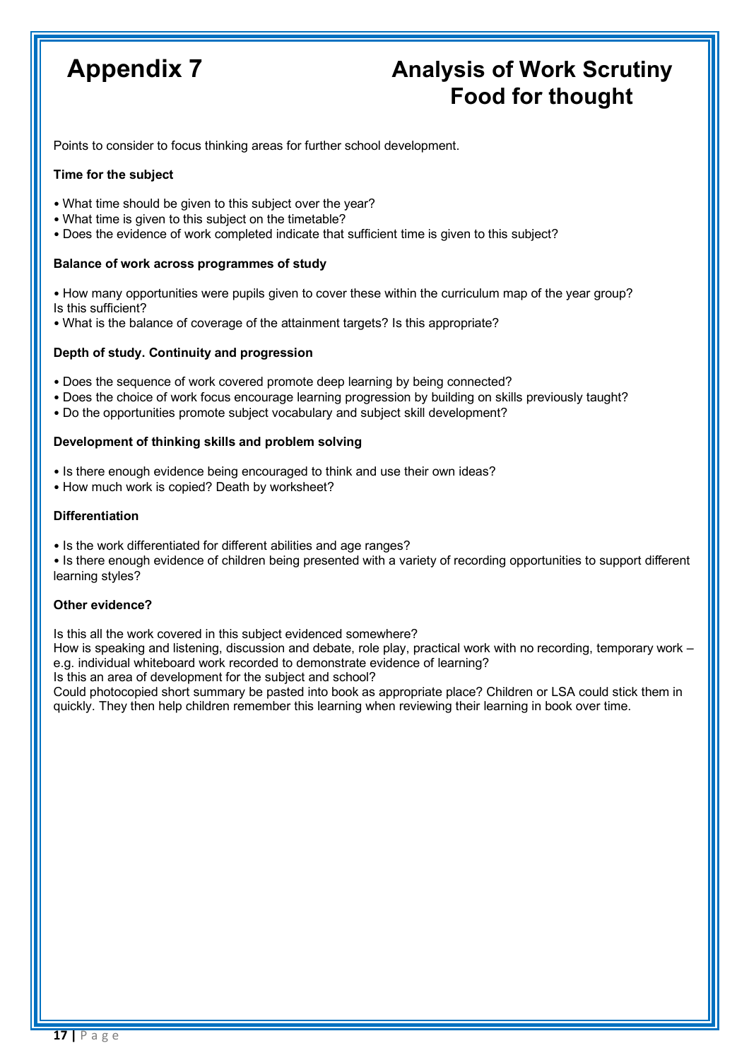# Appendix 7

# Analysis of Work Scrutiny Food for thought

Points to consider to focus thinking areas for further school development.

**Time for the subject**

- What time should be given to this subject over the year?
- What time is given to this subject on the timetable?
- Does the evidence of work completed indicate that sufficient time is given to this subject?

**Balance of work across programmes of study**

- How many opportunities were pupils given to cover these within the curriculum map of the year group? Is this sufficient?
- What is the balance of coverage of the attainment targets? Is this appropriate?

**Depth of study. Continuity and progression**

- Does the sequence of work covered promote deep learning by being connected?
- Does the choice of work focus encourage learning progression by building on skills previously taught?
- Do the opportunities promote subject vocabulary and subject skill development?

**Development of thinking skills and problem solving**

- Is there enough evidence being encouraged to think and use their own ideas?
- How much work is copied? Death by worksheet?

**Differentiation**

- Is the work differentiated for different abilities and age ranges?
- Is there enough evidence of children being presented with a variety of recording opportunities to support different learning styles?

**Other evidence?**

Is this all the work covered in this subject evidenced somewhere?
How is speaking and listening, discussion and debate, role play, practical work with no recording, temporary work – e.g. individual whiteboard work recorded to demonstrate evidence of learning?
Is this an area of development for the subject and school?
Could photocopied short summary be pasted into book as appropriate place? Children or LSA could stick them in quickly. They then help children remember this learning when reviewing their learning in book over time.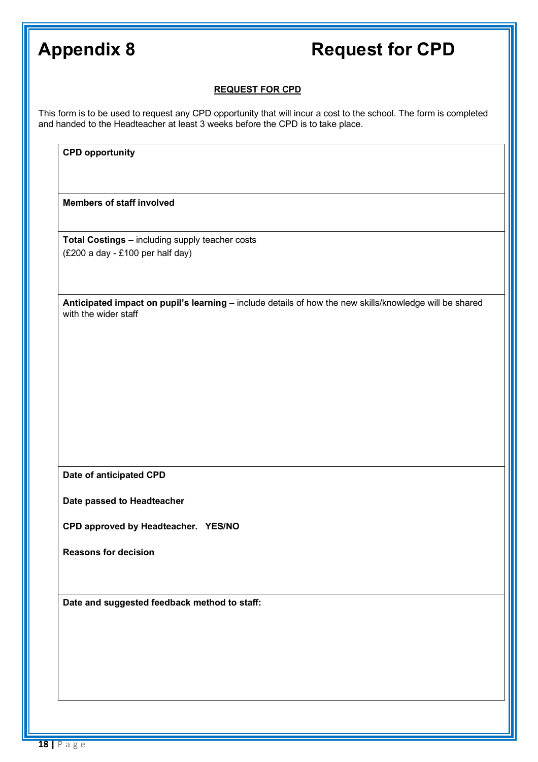# Appendix 8 Request for CPD

**REQUEST FOR CPD**

This form is to be used to request any CPD opportunity that will incur a cost to the school. The form is completed and handed to the Headteacher at least 3 weeks before the CPD is to take place.

| |
|---|
| **CPD opportunity** |
| **Members of staff involved** |
| **Total Costings** – including supply teacher costs<br>(£200 a day - £100 per half day) |
| **Anticipated impact on pupil's learning** – include details of how the new skills/knowledge will be shared with the wider staff |
| **Date of anticipated CPD**<br><br>**Date passed to Headteacher**<br><br>**CPD approved by Headteacher. YES/NO**<br><br>**Reasons for decision** |
| **Date and suggested feedback method to staff:** |